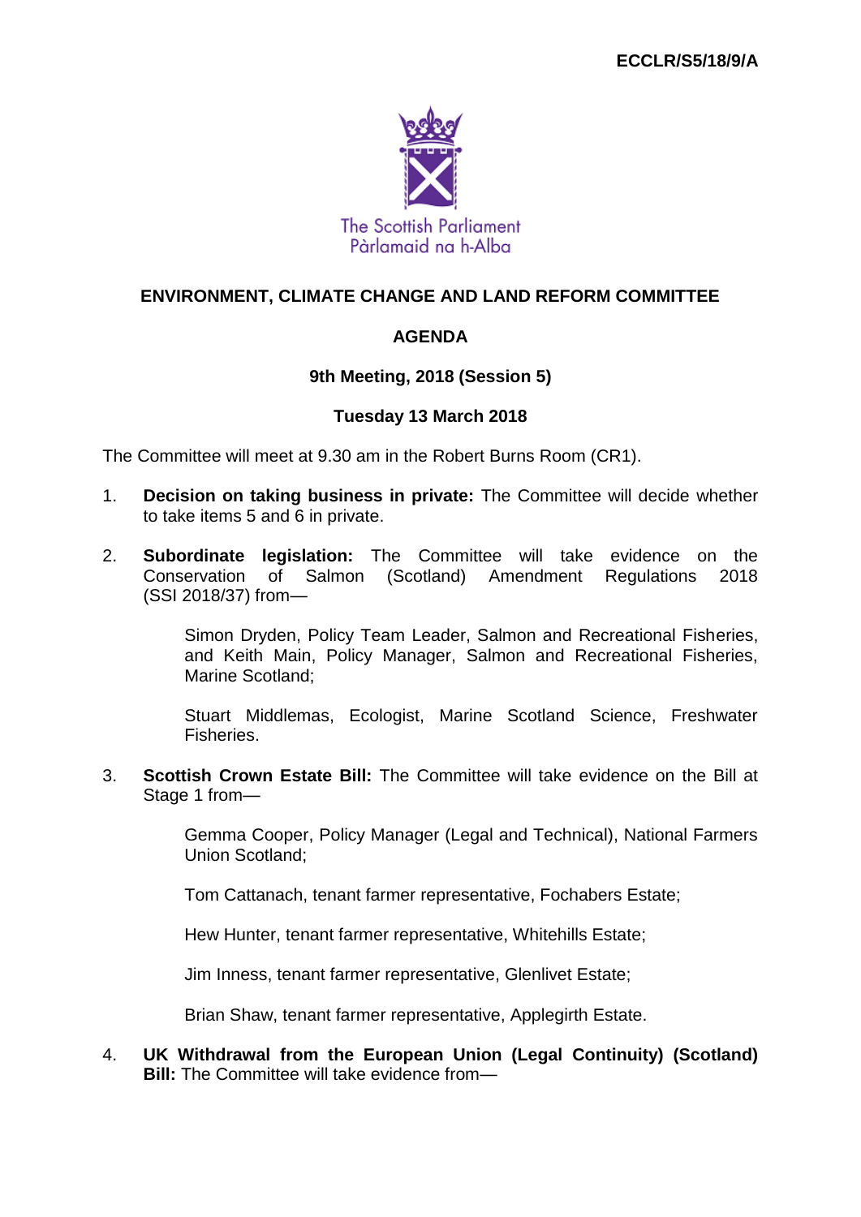**ECCLR/S5/18/9/A**

The Scottish Parliament
Pàrlamaid na h-Alba

# ENVIRONMENT, CLIMATE CHANGE AND LAND REFORM COMMITTEE

## AGENDA

### 9th Meeting, 2018 (Session 5)

### Tuesday 13 March 2018

The Committee will meet at 9.30 am in the Robert Burns Room (CR1).

1. **Decision on taking business in private:** The Committee will decide whether to take items 5 and 6 in private.

2. **Subordinate legislation:** The Committee will take evidence on the Conservation of Salmon (Scotland) Amendment Regulations 2018 (SSI 2018/37) from—

    Simon Dryden, Policy Team Leader, Salmon and Recreational Fisheries, and Keith Main, Policy Manager, Salmon and Recreational Fisheries, Marine Scotland;

    Stuart Middlemas, Ecologist, Marine Scotland Science, Freshwater Fisheries.

3. **Scottish Crown Estate Bill:** The Committee will take evidence on the Bill at Stage 1 from—

    Gemma Cooper, Policy Manager (Legal and Technical), National Farmers Union Scotland;

    Tom Cattanach, tenant farmer representative, Fochabers Estate;

    Hew Hunter, tenant farmer representative, Whitehills Estate;

    Jim Inness, tenant farmer representative, Glenlivet Estate;

    Brian Shaw, tenant farmer representative, Applegirth Estate.

4. **UK Withdrawal from the European Union (Legal Continuity) (Scotland) Bill:** The Committee will take evidence from—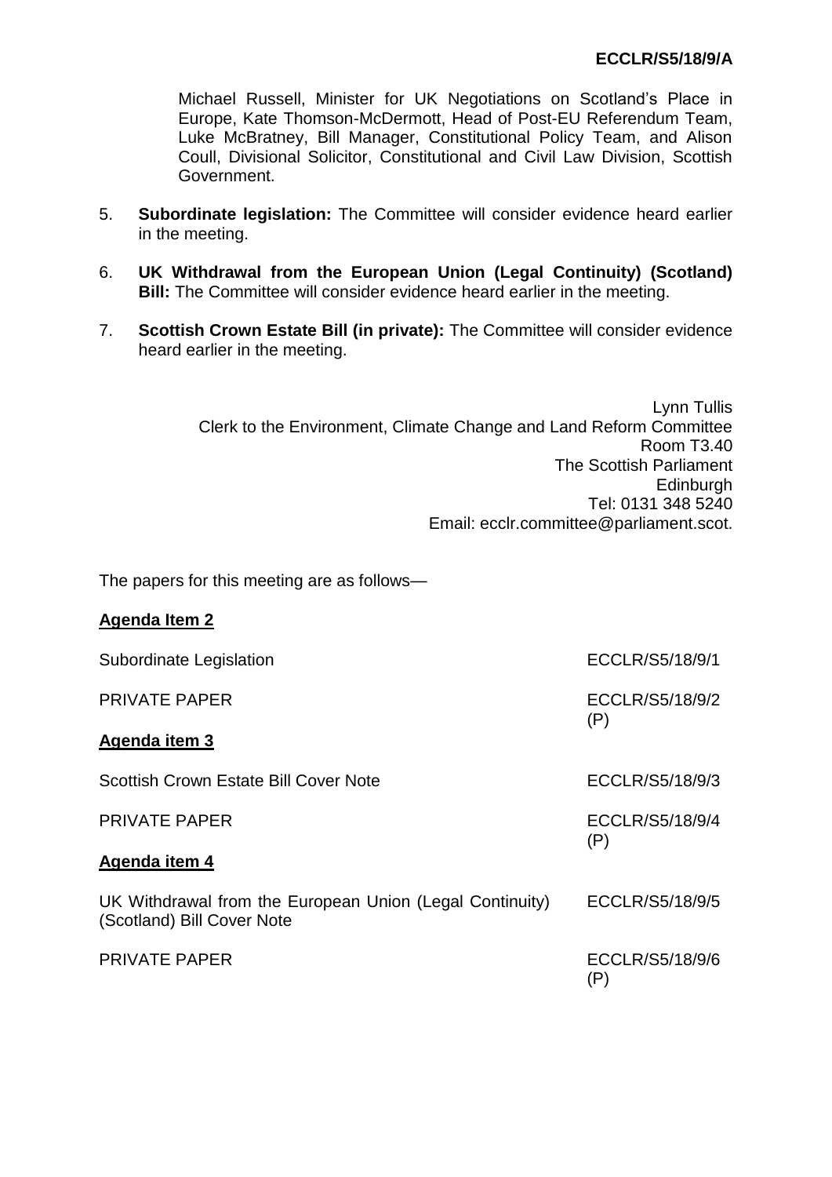Michael Russell, Minister for UK Negotiations on Scotland's Place in Europe, Kate Thomson-McDermott, Head of Post-EU Referendum Team, Luke McBratney, Bill Manager, Constitutional Policy Team, and Alison Coull, Divisional Solicitor, Constitutional and Civil Law Division, Scottish Government.

5. **Subordinate legislation:** The Committee will consider evidence heard earlier in the meeting.

6. **UK Withdrawal from the European Union (Legal Continuity) (Scotland) Bill:** The Committee will consider evidence heard earlier in the meeting.

7. **Scottish Crown Estate Bill (in private):** The Committee will consider evidence heard earlier in the meeting.

Lynn Tullis
Clerk to the Environment, Climate Change and Land Reform Committee
Room T3.40
The Scottish Parliament
Edinburgh
Tel: 0131 348 5240
Email: ecclr.committee@parliament.scot.

The papers for this meeting are as follows—

**Agenda Item 2**

| | |
|---|---|
| Subordinate Legislation | ECCLR/S5/18/9/1 |
| PRIVATE PAPER | ECCLR/S5/18/9/2 (P) |

**Agenda item 3**

| | |
|---|---|
| Scottish Crown Estate Bill Cover Note | ECCLR/S5/18/9/3 |
| PRIVATE PAPER | ECCLR/S5/18/9/4 (P) |

**Agenda item 4**

| | |
|---|---|
| UK Withdrawal from the European Union (Legal Continuity) (Scotland) Bill Cover Note | ECCLR/S5/18/9/5 |
| PRIVATE PAPER | ECCLR/S5/18/9/6 (P) |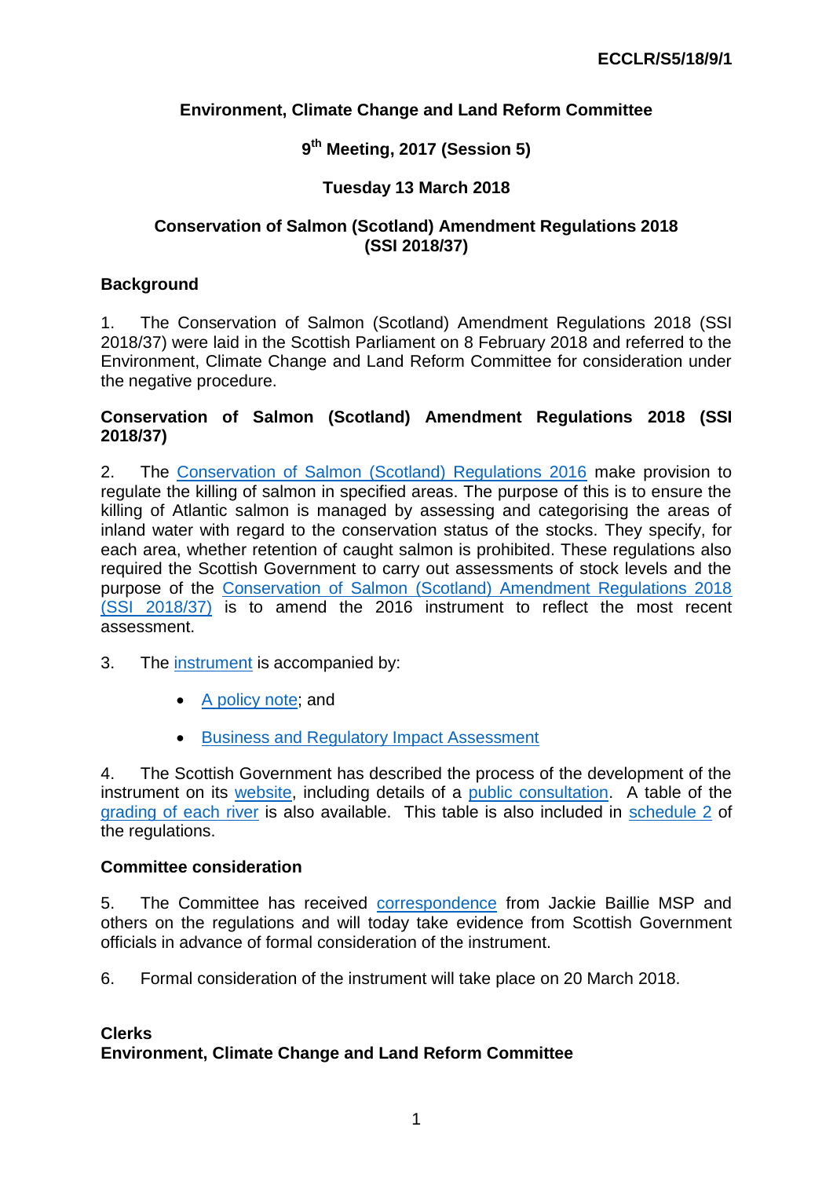**ECCLR/S5/18/9/1**

**Environment, Climate Change and Land Reform Committee**

**9th Meeting, 2017 (Session 5)**

**Tuesday 13 March 2018**

**Conservation of Salmon (Scotland) Amendment Regulations 2018 (SSI 2018/37)**

## Background

1. The Conservation of Salmon (Scotland) Amendment Regulations 2018 (SSI 2018/37) were laid in the Scottish Parliament on 8 February 2018 and referred to the Environment, Climate Change and Land Reform Committee for consideration under the negative procedure.

## Conservation of Salmon (Scotland) Amendment Regulations 2018 (SSI 2018/37)

2. The Conservation of Salmon (Scotland) Regulations 2016 make provision to regulate the killing of salmon in specified areas. The purpose of this is to ensure the killing of Atlantic salmon is managed by assessing and categorising the areas of inland water with regard to the conservation status of the stocks. They specify, for each area, whether retention of caught salmon is prohibited. These regulations also required the Scottish Government to carry out assessments of stock levels and the purpose of the Conservation of Salmon (Scotland) Amendment Regulations 2018 (SSI 2018/37) is to amend the 2016 instrument to reflect the most recent assessment.

3. The instrument is accompanied by:

- A policy note; and
- Business and Regulatory Impact Assessment

4. The Scottish Government has described the process of the development of the instrument on its website, including details of a public consultation. A table of the grading of each river is also available. This table is also included in schedule 2 of the regulations.

## Committee consideration

5. The Committee has received correspondence from Jackie Baillie MSP and others on the regulations and will today take evidence from Scottish Government officials in advance of formal consideration of the instrument.

6. Formal consideration of the instrument will take place on 20 March 2018.

**Clerks**
**Environment, Climate Change and Land Reform Committee**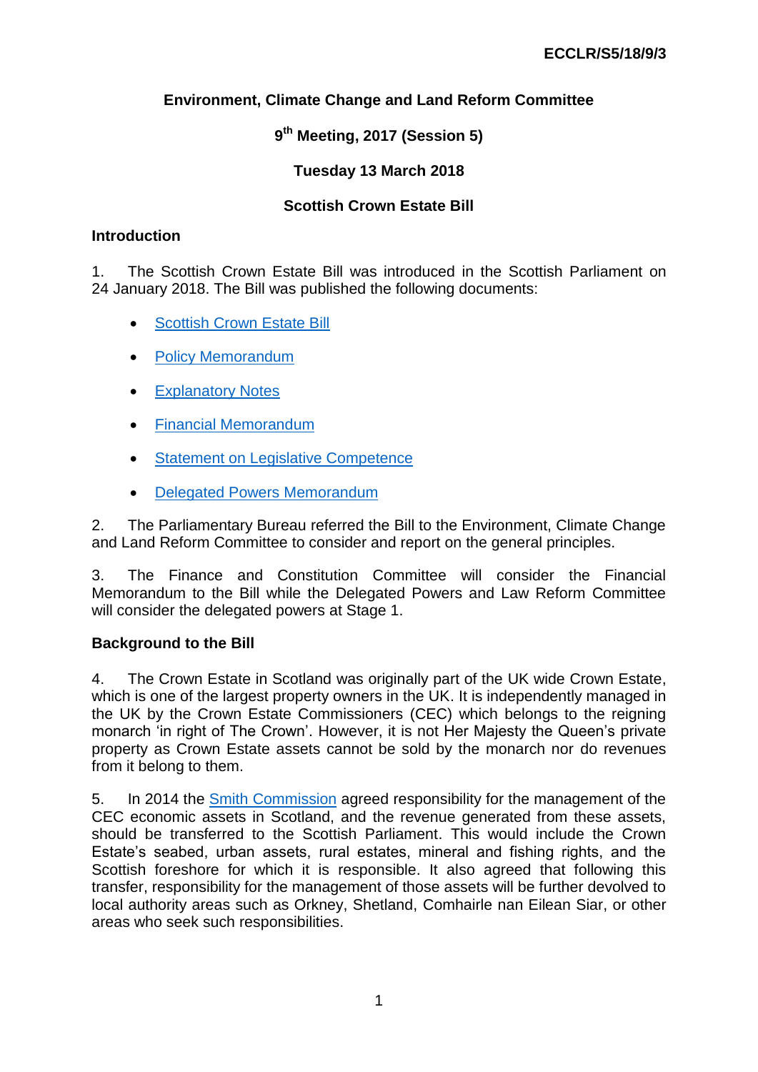**ECCLR/S5/18/9/3**

**Environment, Climate Change and Land Reform Committee**

**9th Meeting, 2017 (Session 5)**

**Tuesday 13 March 2018**

**Scottish Crown Estate Bill**

## Introduction

1. The Scottish Crown Estate Bill was introduced in the Scottish Parliament on 24 January 2018. The Bill was published the following documents:

- Scottish Crown Estate Bill
- Policy Memorandum
- Explanatory Notes
- Financial Memorandum
- Statement on Legislative Competence
- Delegated Powers Memorandum

2. The Parliamentary Bureau referred the Bill to the Environment, Climate Change and Land Reform Committee to consider and report on the general principles.

3. The Finance and Constitution Committee will consider the Financial Memorandum to the Bill while the Delegated Powers and Law Reform Committee will consider the delegated powers at Stage 1.

## Background to the Bill

4. The Crown Estate in Scotland was originally part of the UK wide Crown Estate, which is one of the largest property owners in the UK. It is independently managed in the UK by the Crown Estate Commissioners (CEC) which belongs to the reigning monarch 'in right of The Crown'. However, it is not Her Majesty the Queen's private property as Crown Estate assets cannot be sold by the monarch nor do revenues from it belong to them.

5. In 2014 the Smith Commission agreed responsibility for the management of the CEC economic assets in Scotland, and the revenue generated from these assets, should be transferred to the Scottish Parliament. This would include the Crown Estate's seabed, urban assets, rural estates, mineral and fishing rights, and the Scottish foreshore for which it is responsible. It also agreed that following this transfer, responsibility for the management of those assets will be further devolved to local authority areas such as Orkney, Shetland, Comhairle nan Eilean Siar, or other areas who seek such responsibilities.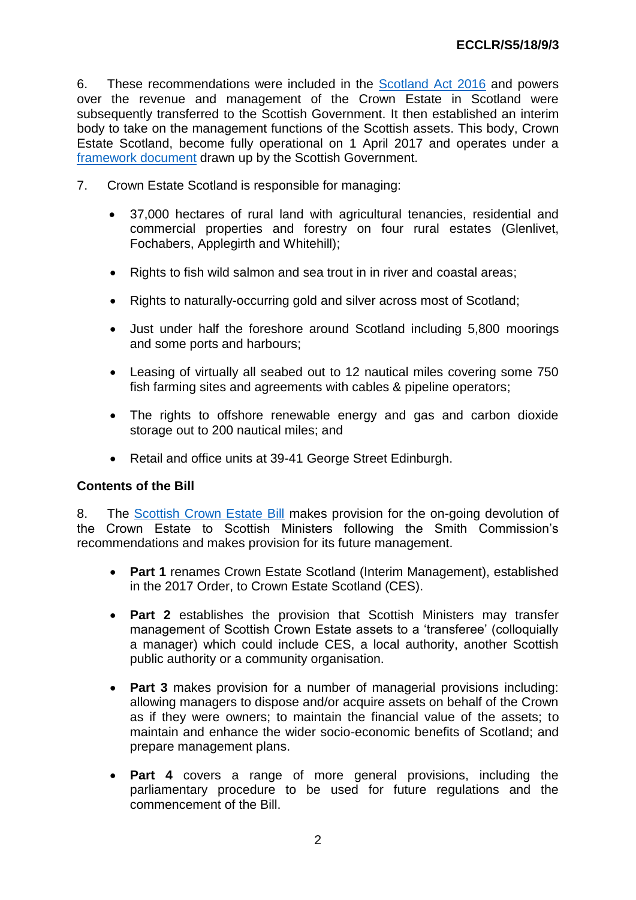6. These recommendations were included in the [Scotland Act 2016]() and powers over the revenue and management of the Crown Estate in Scotland were subsequently transferred to the Scottish Government. It then established an interim body to take on the management functions of the Scottish assets. This body, Crown Estate Scotland, become fully operational on 1 April 2017 and operates under a [framework document]() drawn up by the Scottish Government.

7. Crown Estate Scotland is responsible for managing:

- 37,000 hectares of rural land with agricultural tenancies, residential and commercial properties and forestry on four rural estates (Glenlivet, Fochabers, Applegirth and Whitehill);
- Rights to fish wild salmon and sea trout in in river and coastal areas;
- Rights to naturally-occurring gold and silver across most of Scotland;
- Just under half the foreshore around Scotland including 5,800 moorings and some ports and harbours;
- Leasing of virtually all seabed out to 12 nautical miles covering some 750 fish farming sites and agreements with cables & pipeline operators;
- The rights to offshore renewable energy and gas and carbon dioxide storage out to 200 nautical miles; and
- Retail and office units at 39-41 George Street Edinburgh.

**Contents of the Bill**

8. The [Scottish Crown Estate Bill]() makes provision for the on-going devolution of the Crown Estate to Scottish Ministers following the Smith Commission's recommendations and makes provision for its future management.

- **Part 1** renames Crown Estate Scotland (Interim Management), established in the 2017 Order, to Crown Estate Scotland (CES).
- **Part 2** establishes the provision that Scottish Ministers may transfer management of Scottish Crown Estate assets to a 'transferee' (colloquially a manager) which could include CES, a local authority, another Scottish public authority or a community organisation.
- **Part 3** makes provision for a number of managerial provisions including: allowing managers to dispose and/or acquire assets on behalf of the Crown as if they were owners; to maintain the financial value of the assets; to maintain and enhance the wider socio-economic benefits of Scotland; and prepare management plans.
- **Part 4** covers a range of more general provisions, including the parliamentary procedure to be used for future regulations and the commencement of the Bill.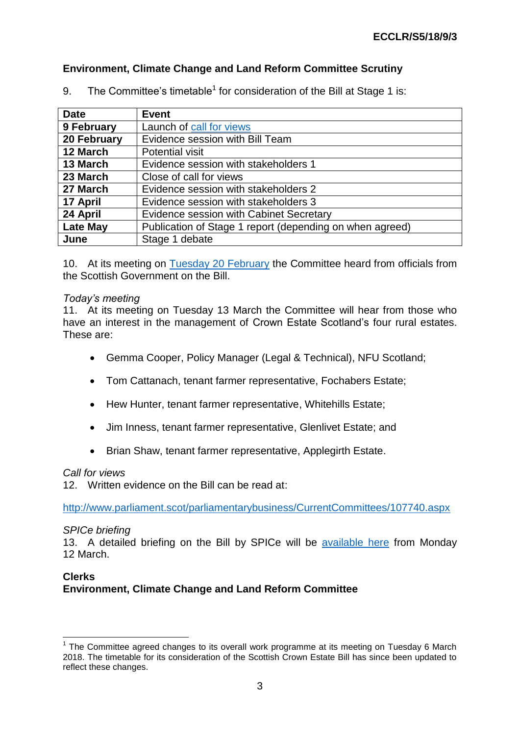## Environment, Climate Change and Land Reform Committee Scrutiny

9. The Committee's timetable[1] for consideration of the Bill at Stage 1 is:

| Date | Event |
|---|---|
| **9 February** | Launch of call for views |
| **20 February** | Evidence session with Bill Team |
| **12 March** | Potential visit |
| **13 March** | Evidence session with stakeholders 1 |
| **23 March** | Close of call for views |
| **27 March** | Evidence session with stakeholders 2 |
| **17 April** | Evidence session with stakeholders 3 |
| **24 April** | Evidence session with Cabinet Secretary |
| **Late May** | Publication of Stage 1 report (depending on when agreed) |
| **June** | Stage 1 debate |

10. At its meeting on Tuesday 20 February the Committee heard from officials from the Scottish Government on the Bill.

*Today's meeting*

11. At its meeting on Tuesday 13 March the Committee will hear from those who have an interest in the management of Crown Estate Scotland's four rural estates. These are:

- Gemma Cooper, Policy Manager (Legal & Technical), NFU Scotland;
- Tom Cattanach, tenant farmer representative, Fochabers Estate;
- Hew Hunter, tenant farmer representative, Whitehills Estate;
- Jim Inness, tenant farmer representative, Glenlivet Estate; and
- Brian Shaw, tenant farmer representative, Applegirth Estate.

*Call for views*

12. Written evidence on the Bill can be read at:

http://www.parliament.scot/parliamentarybusiness/CurrentCommittees/107740.aspx

*SPICe briefing*

13. A detailed briefing on the Bill by SPICe will be available here from Monday 12 March.

**Clerks**
**Environment, Climate Change and Land Reform Committee**

[1] The Committee agreed changes to its overall work programme at its meeting on Tuesday 6 March 2018. The timetable for its consideration of the Scottish Crown Estate Bill has since been updated to reflect these changes.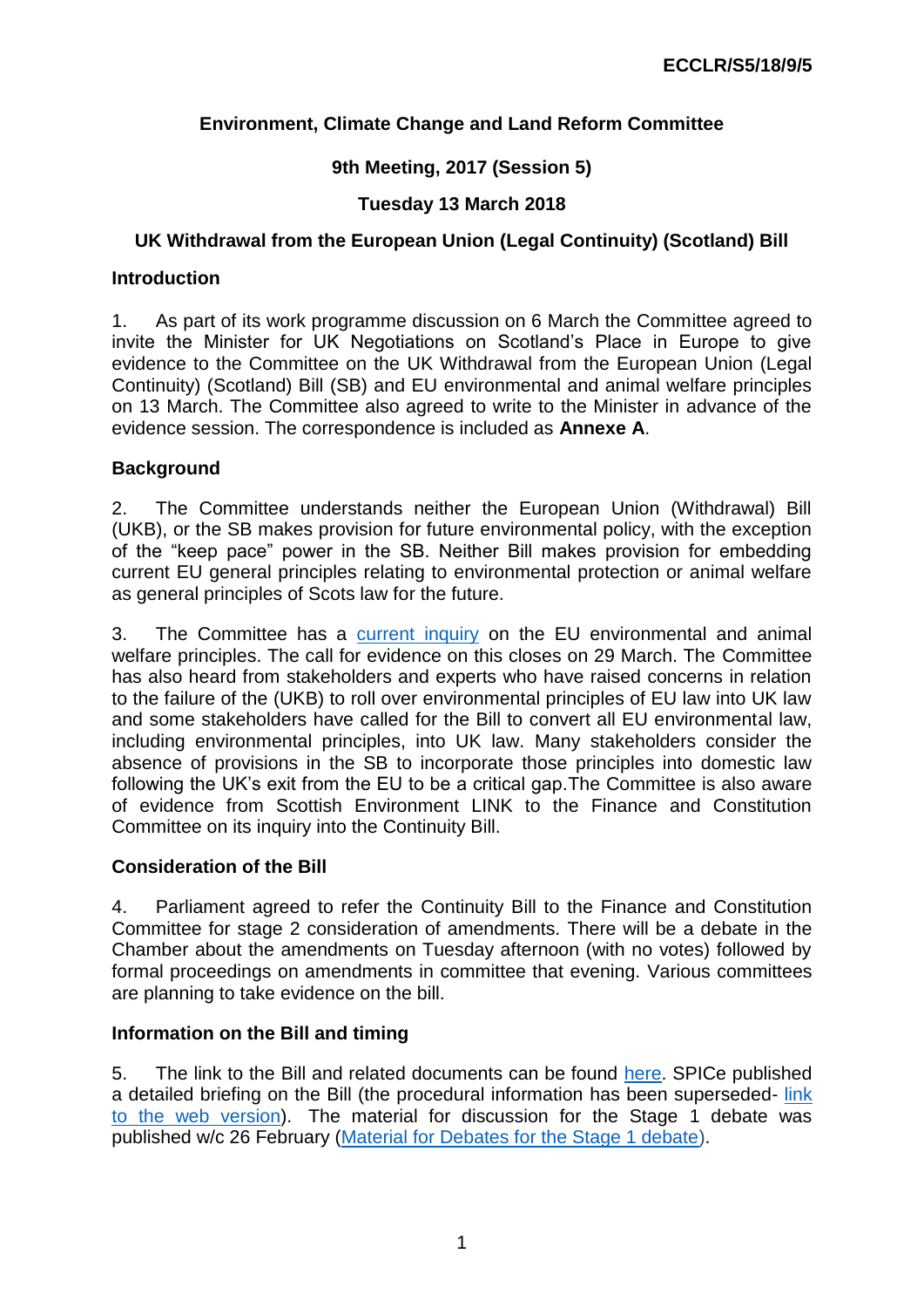ECCLR/S5/18/9/5

**Environment, Climate Change and Land Reform Committee**

**9th Meeting, 2017 (Session 5)**

**Tuesday 13 March 2018**

**UK Withdrawal from the European Union (Legal Continuity) (Scotland) Bill**

## Introduction

1. As part of its work programme discussion on 6 March the Committee agreed to invite the Minister for UK Negotiations on Scotland's Place in Europe to give evidence to the Committee on the UK Withdrawal from the European Union (Legal Continuity) (Scotland) Bill (SB) and EU environmental and animal welfare principles on 13 March. The Committee also agreed to write to the Minister in advance of the evidence session. The correspondence is included as **Annexe A**.

## Background

2. The Committee understands neither the European Union (Withdrawal) Bill (UKB), or the SB makes provision for future environmental policy, with the exception of the "keep pace" power in the SB. Neither Bill makes provision for embedding current EU general principles relating to environmental protection or animal welfare as general principles of Scots law for the future.

3. The Committee has a current inquiry on the EU environmental and animal welfare principles. The call for evidence on this closes on 29 March. The Committee has also heard from stakeholders and experts who have raised concerns in relation to the failure of the (UKB) to roll over environmental principles of EU law into UK law and some stakeholders have called for the Bill to convert all EU environmental law, including environmental principles, into UK law. Many stakeholders consider the absence of provisions in the SB to incorporate those principles into domestic law following the UK's exit from the EU to be a critical gap.The Committee is also aware of evidence from Scottish Environment LINK to the Finance and Constitution Committee on its inquiry into the Continuity Bill.

## Consideration of the Bill

4. Parliament agreed to refer the Continuity Bill to the Finance and Constitution Committee for stage 2 consideration of amendments. There will be a debate in the Chamber about the amendments on Tuesday afternoon (with no votes) followed by formal proceedings on amendments in committee that evening. Various committees are planning to take evidence on the bill.

## Information on the Bill and timing

5. The link to the Bill and related documents can be found here. SPICe published a detailed briefing on the Bill (the procedural information has been superseded- link to the web version). The material for discussion for the Stage 1 debate was published w/c 26 February (Material for Debates for the Stage 1 debate).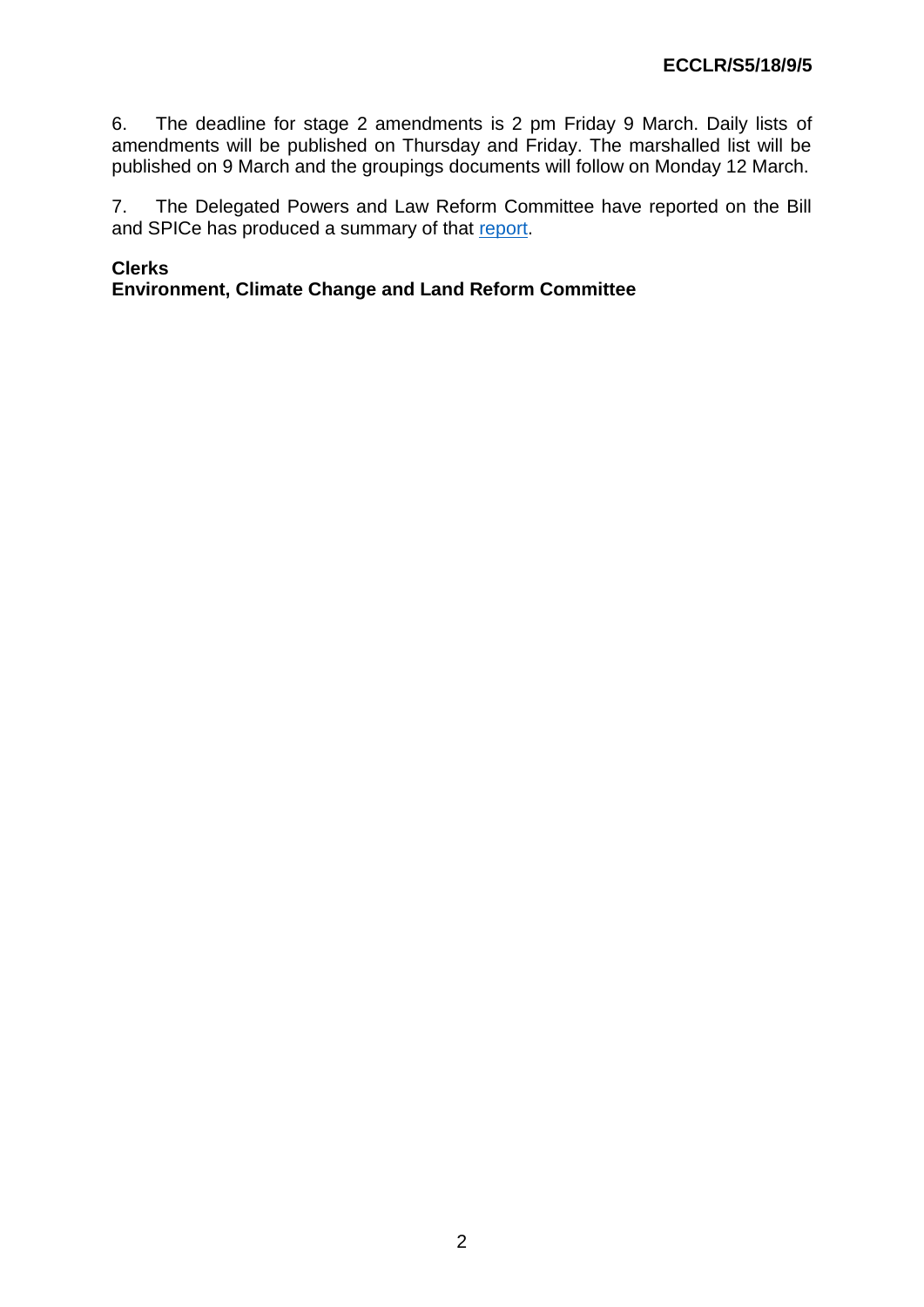6. The deadline for stage 2 amendments is 2 pm Friday 9 March. Daily lists of amendments will be published on Thursday and Friday. The marshalled list will be published on 9 March and the groupings documents will follow on Monday 12 March.

7. The Delegated Powers and Law Reform Committee have reported on the Bill and SPICe has produced a summary of that report.

**Clerks**
**Environment, Climate Change and Land Reform Committee**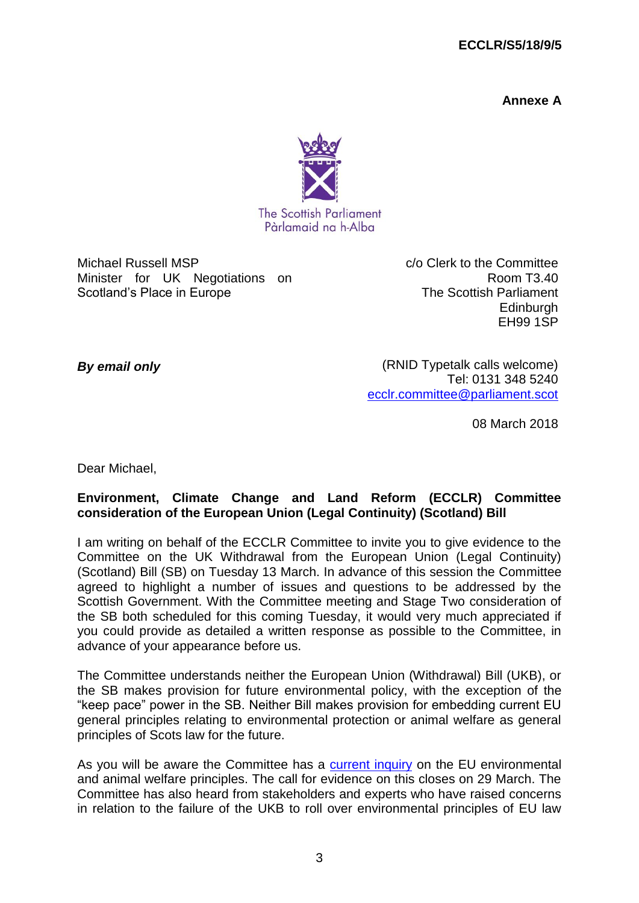**ECCLR/S5/18/9/5**

**Annexe A**

The Scottish Parliament
Pàrlamaid na h-Alba

Michael Russell MSP
Minister for UK Negotiations on Scotland's Place in Europe

c/o Clerk to the Committee
Room T3.40
The Scottish Parliament
Edinburgh
EH99 1SP

***By email only***

(RNID Typetalk calls welcome)
Tel: 0131 348 5240
ecclr.committee@parliament.scot

08 March 2018

Dear Michael,

**Environment, Climate Change and Land Reform (ECCLR) Committee consideration of the European Union (Legal Continuity) (Scotland) Bill**

I am writing on behalf of the ECCLR Committee to invite you to give evidence to the Committee on the UK Withdrawal from the European Union (Legal Continuity) (Scotland) Bill (SB) on Tuesday 13 March. In advance of this session the Committee agreed to highlight a number of issues and questions to be addressed by the Scottish Government. With the Committee meeting and Stage Two consideration of the SB both scheduled for this coming Tuesday, it would very much appreciated if you could provide as detailed a written response as possible to the Committee, in advance of your appearance before us.

The Committee understands neither the European Union (Withdrawal) Bill (UKB), or the SB makes provision for future environmental policy, with the exception of the "keep pace" power in the SB. Neither Bill makes provision for embedding current EU general principles relating to environmental protection or animal welfare as general principles of Scots law for the future.

As you will be aware the Committee has a current inquiry on the EU environmental and animal welfare principles. The call for evidence on this closes on 29 March. The Committee has also heard from stakeholders and experts who have raised concerns in relation to the failure of the UKB to roll over environmental principles of EU law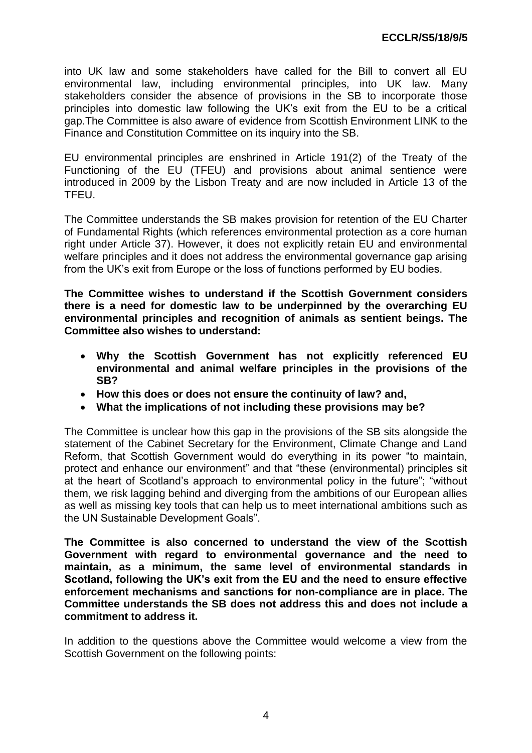into UK law and some stakeholders have called for the Bill to convert all EU environmental law, including environmental principles, into UK law. Many stakeholders consider the absence of provisions in the SB to incorporate those principles into domestic law following the UK's exit from the EU to be a critical gap.The Committee is also aware of evidence from Scottish Environment LINK to the Finance and Constitution Committee on its inquiry into the SB.

EU environmental principles are enshrined in Article 191(2) of the Treaty of the Functioning of the EU (TFEU) and provisions about animal sentience were introduced in 2009 by the Lisbon Treaty and are now included in Article 13 of the TFEU.

The Committee understands the SB makes provision for retention of the EU Charter of Fundamental Rights (which references environmental protection as a core human right under Article 37). However, it does not explicitly retain EU and environmental welfare principles and it does not address the environmental governance gap arising from the UK's exit from Europe or the loss of functions performed by EU bodies.

**The Committee wishes to understand if the Scottish Government considers there is a need for domestic law to be underpinned by the overarching EU environmental principles and recognition of animals as sentient beings. The Committee also wishes to understand:**

- **Why the Scottish Government has not explicitly referenced EU environmental and animal welfare principles in the provisions of the SB?**
- **How this does or does not ensure the continuity of law? and,**
- **What the implications of not including these provisions may be?**

The Committee is unclear how this gap in the provisions of the SB sits alongside the statement of the Cabinet Secretary for the Environment, Climate Change and Land Reform, that Scottish Government would do everything in its power "to maintain, protect and enhance our environment" and that "these (environmental) principles sit at the heart of Scotland's approach to environmental policy in the future"; "without them, we risk lagging behind and diverging from the ambitions of our European allies as well as missing key tools that can help us to meet international ambitions such as the UN Sustainable Development Goals".

**The Committee is also concerned to understand the view of the Scottish Government with regard to environmental governance and the need to maintain, as a minimum, the same level of environmental standards in Scotland, following the UK's exit from the EU and the need to ensure effective enforcement mechanisms and sanctions for non-compliance are in place. The Committee understands the SB does not address this and does not include a commitment to address it.**

In addition to the questions above the Committee would welcome a view from the Scottish Government on the following points: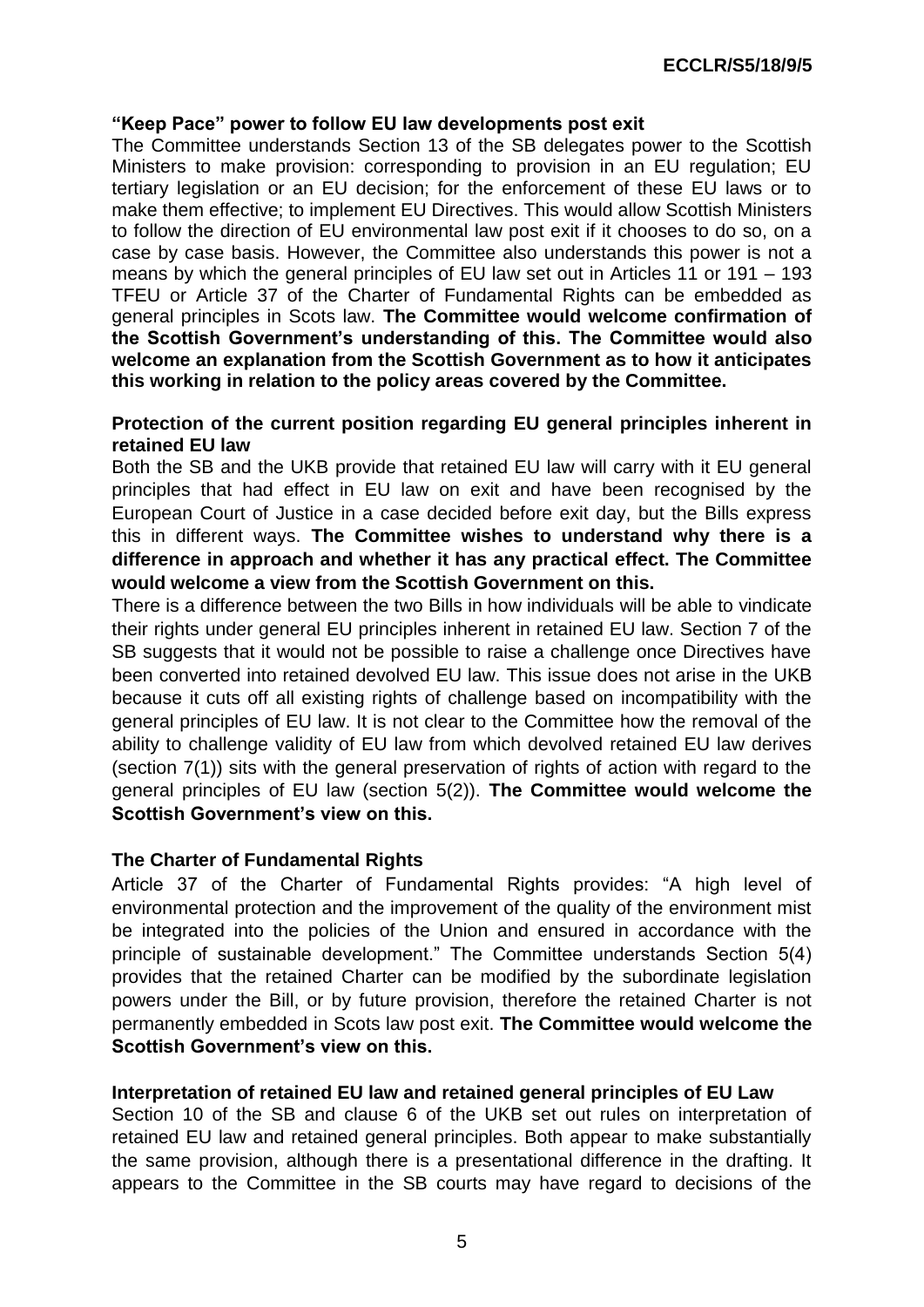**"Keep Pace" power to follow EU law developments post exit**

The Committee understands Section 13 of the SB delegates power to the Scottish Ministers to make provision: corresponding to provision in an EU regulation; EU tertiary legislation or an EU decision; for the enforcement of these EU laws or to make them effective; to implement EU Directives. This would allow Scottish Ministers to follow the direction of EU environmental law post exit if it chooses to do so, on a case by case basis. However, the Committee also understands this power is not a means by which the general principles of EU law set out in Articles 11 or 191 – 193 TFEU or Article 37 of the Charter of Fundamental Rights can be embedded as general principles in Scots law. **The Committee would welcome confirmation of the Scottish Government's understanding of this. The Committee would also welcome an explanation from the Scottish Government as to how it anticipates this working in relation to the policy areas covered by the Committee.**

**Protection of the current position regarding EU general principles inherent in retained EU law**

Both the SB and the UKB provide that retained EU law will carry with it EU general principles that had effect in EU law on exit and have been recognised by the European Court of Justice in a case decided before exit day, but the Bills express this in different ways. **The Committee wishes to understand why there is a difference in approach and whether it has any practical effect. The Committee would welcome a view from the Scottish Government on this.**

There is a difference between the two Bills in how individuals will be able to vindicate their rights under general EU principles inherent in retained EU law. Section 7 of the SB suggests that it would not be possible to raise a challenge once Directives have been converted into retained devolved EU law. This issue does not arise in the UKB because it cuts off all existing rights of challenge based on incompatibility with the general principles of EU law. It is not clear to the Committee how the removal of the ability to challenge validity of EU law from which devolved retained EU law derives (section 7(1)) sits with the general preservation of rights of action with regard to the general principles of EU law (section 5(2)). **The Committee would welcome the Scottish Government's view on this.**

**The Charter of Fundamental Rights**

Article 37 of the Charter of Fundamental Rights provides: "A high level of environmental protection and the improvement of the quality of the environment mist be integrated into the policies of the Union and ensured in accordance with the principle of sustainable development." The Committee understands Section 5(4) provides that the retained Charter can be modified by the subordinate legislation powers under the Bill, or by future provision, therefore the retained Charter is not permanently embedded in Scots law post exit. **The Committee would welcome the Scottish Government's view on this.**

**Interpretation of retained EU law and retained general principles of EU Law**

Section 10 of the SB and clause 6 of the UKB set out rules on interpretation of retained EU law and retained general principles. Both appear to make substantially the same provision, although there is a presentational difference in the drafting. It appears to the Committee in the SB courts may have regard to decisions of the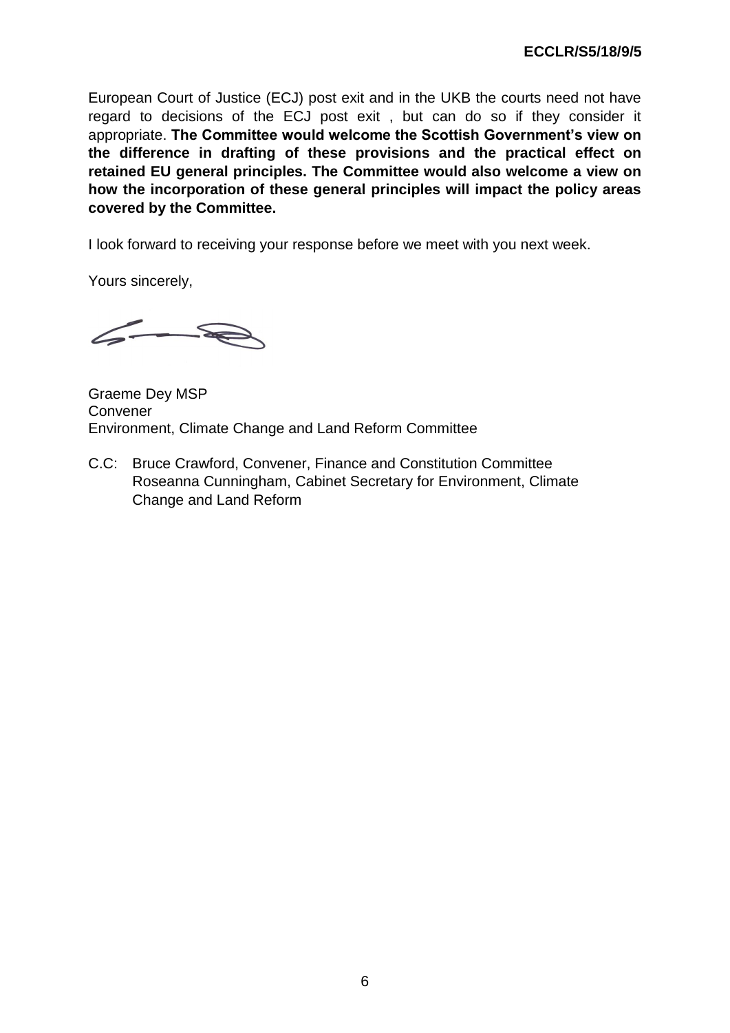European Court of Justice (ECJ) post exit and in the UKB the courts need not have regard to decisions of the ECJ post exit , but can do so if they consider it appropriate. **The Committee would welcome the Scottish Government's view on the difference in drafting of these provisions and the practical effect on retained EU general principles. The Committee would also welcome a view on how the incorporation of these general principles will impact the policy areas covered by the Committee.**

I look forward to receiving your response before we meet with you next week.

Yours sincerely,

Graeme Dey MSP
Convener
Environment, Climate Change and Land Reform Committee

C.C: Bruce Crawford, Convener, Finance and Constitution Committee
Roseanna Cunningham, Cabinet Secretary for Environment, Climate Change and Land Reform